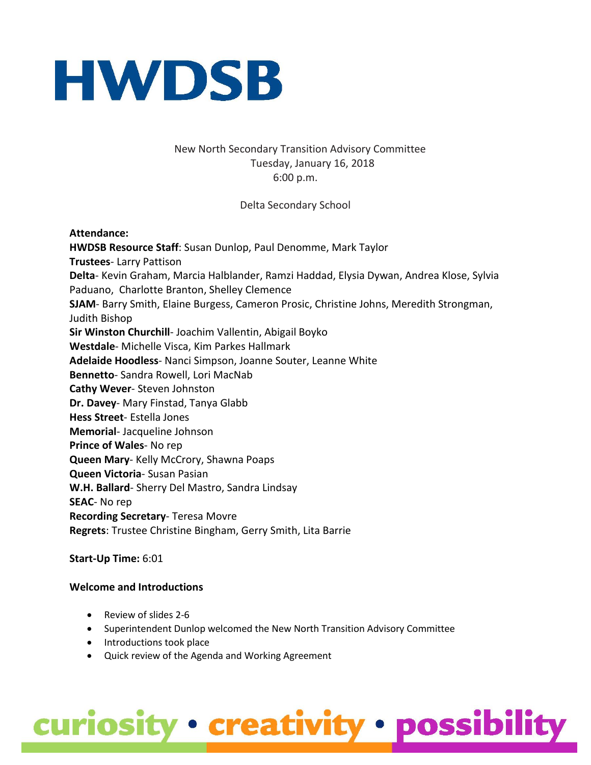# HWDSB

New North Secondary Transition Advisory Committee
Tuesday, January 16, 2018
6:00 p.m.

Delta Secondary School

**Attendance:**
**HWDSB Resource Staff**: Susan Dunlop, Paul Denomme, Mark Taylor
**Trustees**- Larry Pattison
**Delta**- Kevin Graham, Marcia Halblander, Ramzi Haddad, Elysia Dywan, Andrea Klose, Sylvia Paduano, Charlotte Branton, Shelley Clemence
**SJAM**- Barry Smith, Elaine Burgess, Cameron Prosic, Christine Johns, Meredith Strongman, Judith Bishop
**Sir Winston Churchill**- Joachim Vallentin, Abigail Boyko
**Westdale**- Michelle Visca, Kim Parkes Hallmark
**Adelaide Hoodless**- Nanci Simpson, Joanne Souter, Leanne White
**Bennetto**- Sandra Rowell, Lori MacNab
**Cathy Wever**- Steven Johnston
**Dr. Davey**- Mary Finstad, Tanya Glabb
**Hess Street**- Estella Jones
**Memorial**- Jacqueline Johnson
**Prince of Wales**- No rep
**Queen Mary**- Kelly McCrory, Shawna Poaps
**Queen Victoria**- Susan Pasian
**W.H. Ballard**- Sherry Del Mastro, Sandra Lindsay
**SEAC**- No rep
**Recording Secretary**- Teresa Movre
**Regrets**: Trustee Christine Bingham, Gerry Smith, Lita Barrie

**Start-Up Time:** 6:01

**Welcome and Introductions**

- Review of slides 2-6
- Superintendent Dunlop welcomed the New North Transition Advisory Committee
- Introductions took place
- Quick review of the Agenda and Working Agreement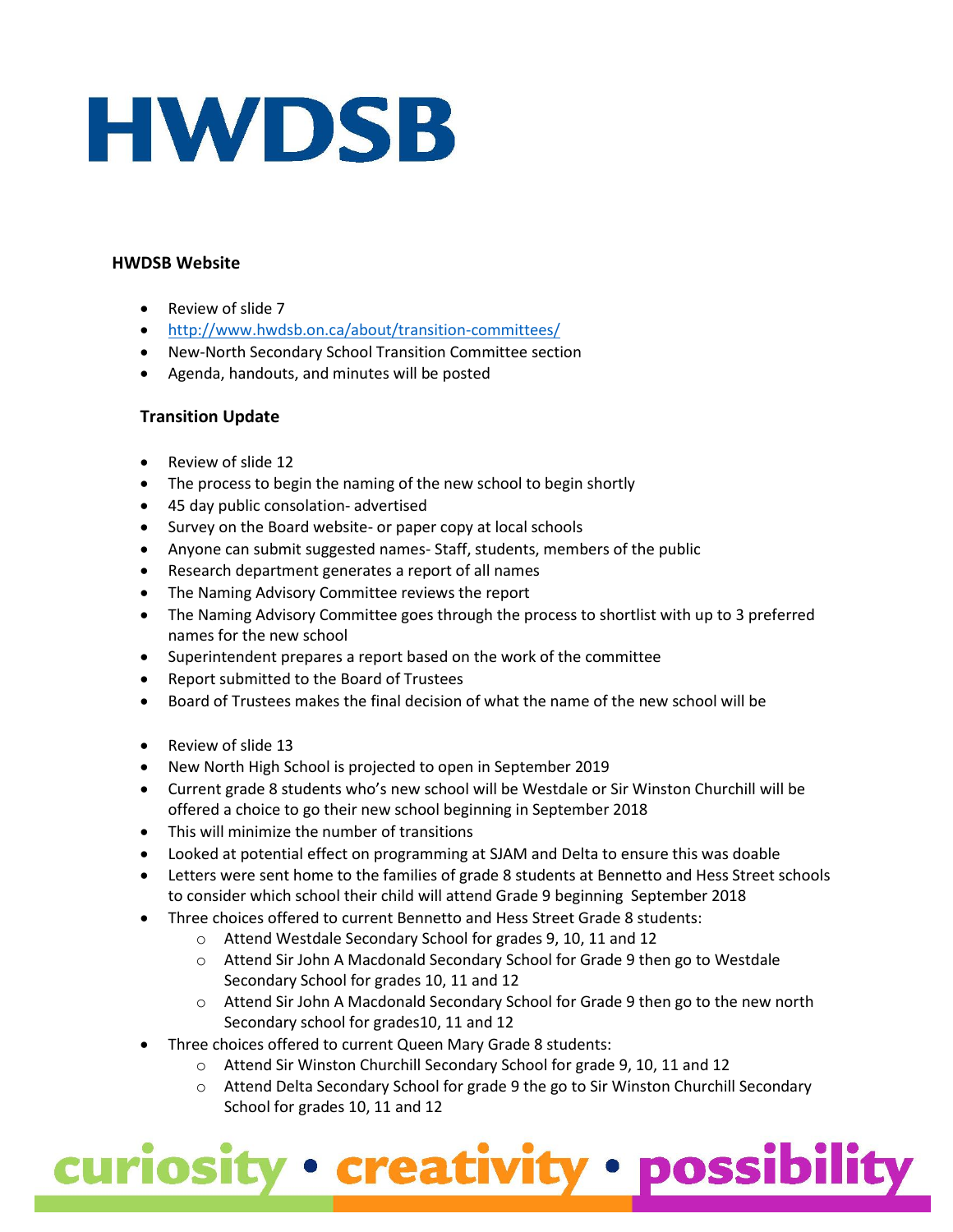# HWDSB

### HWDSB Website

- Review of slide 7
- http://www.hwdsb.on.ca/about/transition-committees/
- New-North Secondary School Transition Committee section
- Agenda, handouts, and minutes will be posted

### Transition Update

- Review of slide 12
- The process to begin the naming of the new school to begin shortly
- 45 day public consolation- advertised
- Survey on the Board website- or paper copy at local schools
- Anyone can submit suggested names- Staff, students, members of the public
- Research department generates a report of all names
- The Naming Advisory Committee reviews the report
- The Naming Advisory Committee goes through the process to shortlist with up to 3 preferred names for the new school
- Superintendent prepares a report based on the work of the committee
- Report submitted to the Board of Trustees
- Board of Trustees makes the final decision of what the name of the new school will be

- Review of slide 13
- New North High School is projected to open in September 2019
- Current grade 8 students who's new school will be Westdale or Sir Winston Churchill will be offered a choice to go their new school beginning in September 2018
- This will minimize the number of transitions
- Looked at potential effect on programming at SJAM and Delta to ensure this was doable
- Letters were sent home to the families of grade 8 students at Bennetto and Hess Street schools to consider which school their child will attend Grade 9 beginning September 2018
- Three choices offered to current Bennetto and Hess Street Grade 8 students:
  - Attend Westdale Secondary School for grades 9, 10, 11 and 12
  - Attend Sir John A Macdonald Secondary School for Grade 9 then go to Westdale Secondary School for grades 10, 11 and 12
  - Attend Sir John A Macdonald Secondary School for Grade 9 then go to the new north Secondary school for grades10, 11 and 12
- Three choices offered to current Queen Mary Grade 8 students:
  - Attend Sir Winston Churchill Secondary School for grade 9, 10, 11 and 12
  - Attend Delta Secondary School for grade 9 the go to Sir Winston Churchill Secondary School for grades 10, 11 and 12

curiosity • creativity • possibility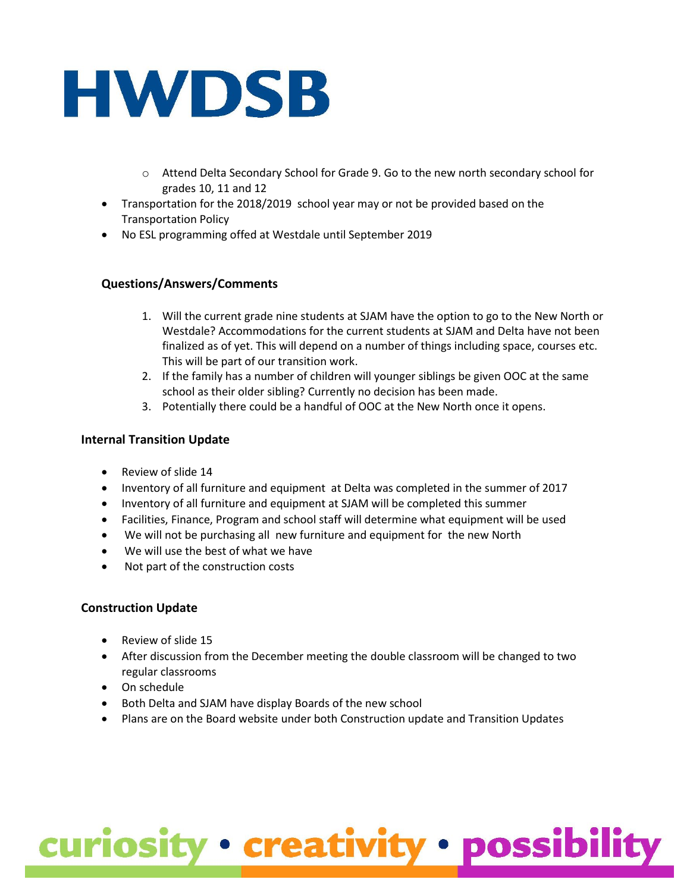- Attend Delta Secondary School for Grade 9. Go to the new north secondary school for grades 10, 11 and 12
- Transportation for the 2018/2019 school year may or not be provided based on the Transportation Policy
- No ESL programming offed at Westdale until September 2019

### Questions/Answers/Comments

1. Will the current grade nine students at SJAM have the option to go to the New North or Westdale? Accommodations for the current students at SJAM and Delta have not been finalized as of yet. This will depend on a number of things including space, courses etc. This will be part of our transition work.
2. If the family has a number of children will younger siblings be given OOC at the same school as their older sibling? Currently no decision has been made.
3. Potentially there could be a handful of OOC at the New North once it opens.

### Internal Transition Update

- Review of slide 14
- Inventory of all furniture and equipment at Delta was completed in the summer of 2017
- Inventory of all furniture and equipment at SJAM will be completed this summer
- Facilities, Finance, Program and school staff will determine what equipment will be used
- We will not be purchasing all new furniture and equipment for the new North
- We will use the best of what we have
- Not part of the construction costs

### Construction Update

- Review of slide 15
- After discussion from the December meeting the double classroom will be changed to two regular classrooms
- On schedule
- Both Delta and SJAM have display Boards of the new school
- Plans are on the Board website under both Construction update and Transition Updates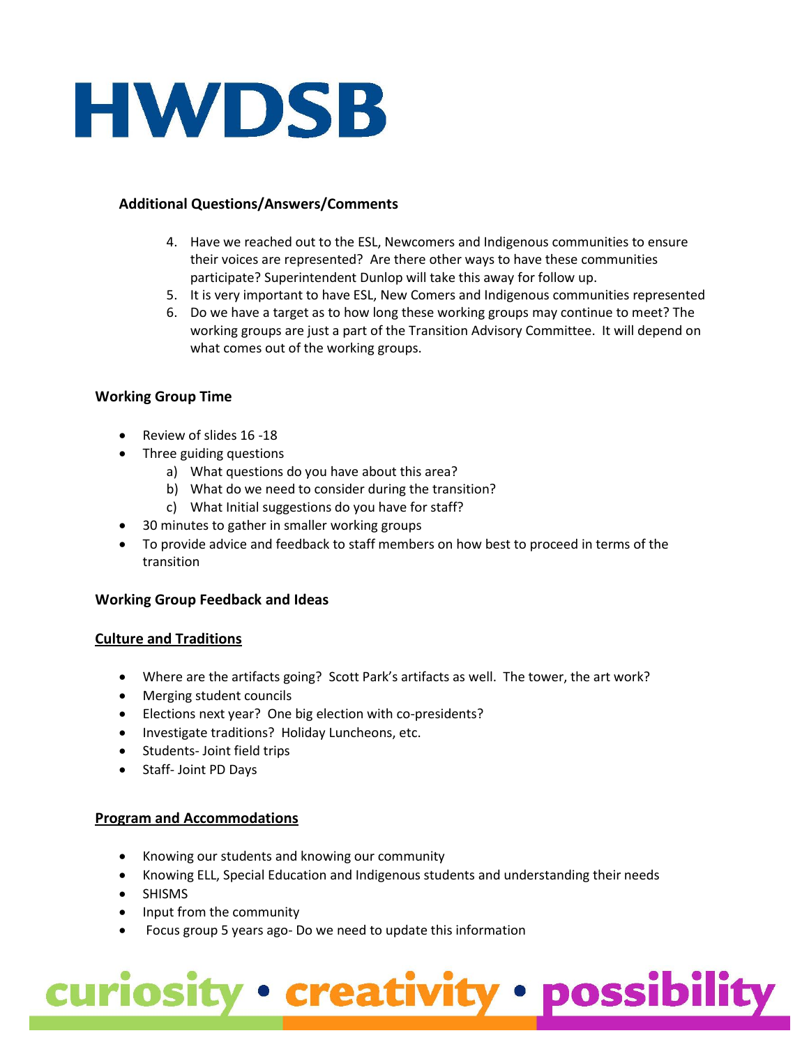### Additional Questions/Answers/Comments

4. Have we reached out to the ESL, Newcomers and Indigenous communities to ensure their voices are represented? Are there other ways to have these communities participate? Superintendent Dunlop will take this away for follow up.
5. It is very important to have ESL, New Comers and Indigenous communities represented
6. Do we have a target as to how long these working groups may continue to meet? The working groups are just a part of the Transition Advisory Committee. It will depend on what comes out of the working groups.

### Working Group Time

- Review of slides 16 -18
- Three guiding questions
  a) What questions do you have about this area?
  b) What do we need to consider during the transition?
  c) What Initial suggestions do you have for staff?
- 30 minutes to gather in smaller working groups
- To provide advice and feedback to staff members on how best to proceed in terms of the transition

### Working Group Feedback and Ideas

#### Culture and Traditions

- Where are the artifacts going? Scott Park's artifacts as well. The tower, the art work?
- Merging student councils
- Elections next year? One big election with co-presidents?
- Investigate traditions? Holiday Luncheons, etc.
- Students- Joint field trips
- Staff- Joint PD Days

#### Program and Accommodations

- Knowing our students and knowing our community
- Knowing ELL, Special Education and Indigenous students and understanding their needs
- SHISMS
- Input from the community
- Focus group 5 years ago- Do we need to update this information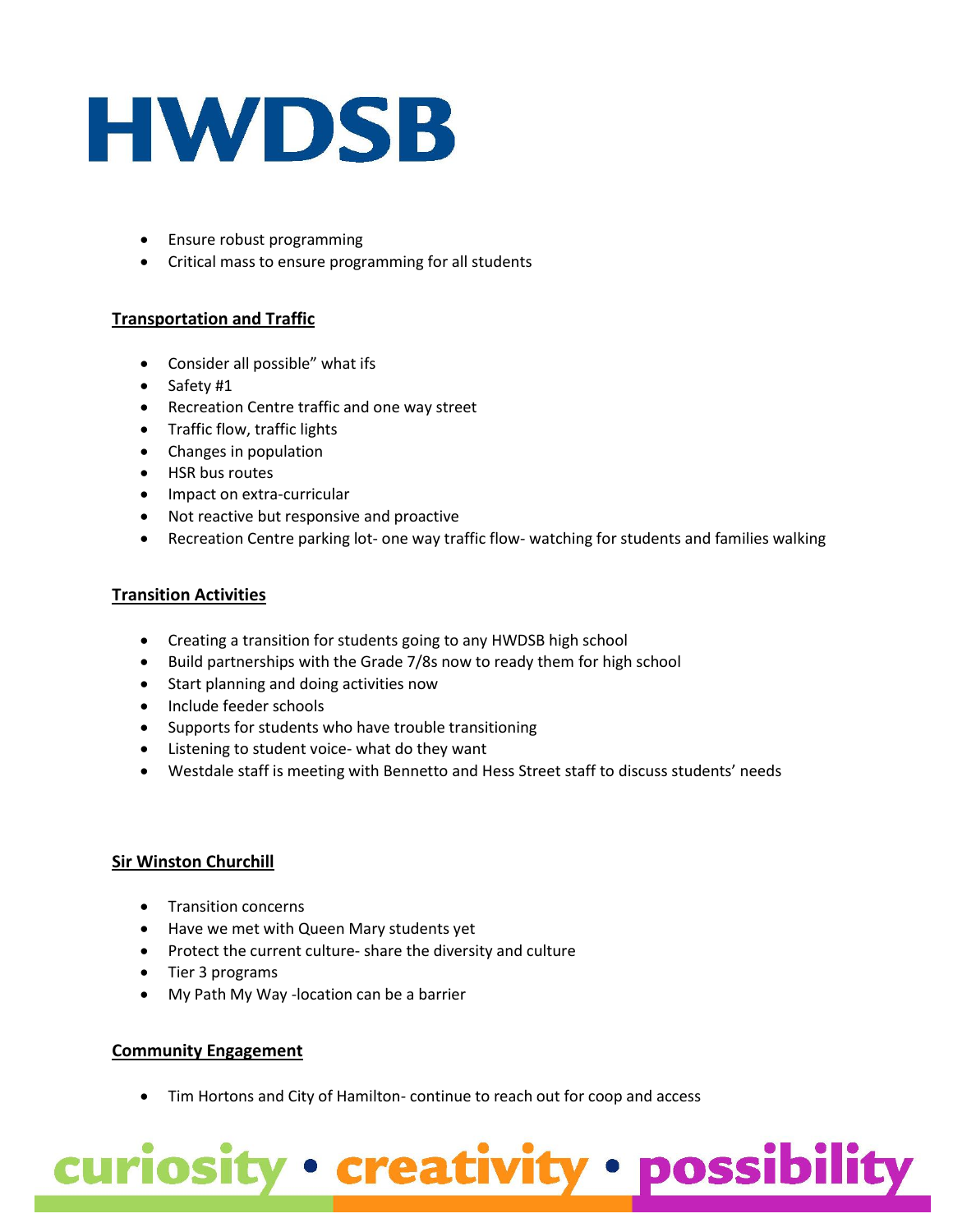- Ensure robust programming
- Critical mass to ensure programming for all students

**Transportation and Traffic**

- Consider all possible" what ifs
- Safety #1
- Recreation Centre traffic and one way street
- Traffic flow, traffic lights
- Changes in population
- HSR bus routes
- Impact on extra-curricular
- Not reactive but responsive and proactive
- Recreation Centre parking lot- one way traffic flow- watching for students and families walking

**Transition Activities**

- Creating a transition for students going to any HWDSB high school
- Build partnerships with the Grade 7/8s now to ready them for high school
- Start planning and doing activities now
- Include feeder schools
- Supports for students who have trouble transitioning
- Listening to student voice- what do they want
- Westdale staff is meeting with Bennetto and Hess Street staff to discuss students' needs

**Sir Winston Churchill**

- Transition concerns
- Have we met with Queen Mary students yet
- Protect the current culture- share the diversity and culture
- Tier 3 programs
- My Path My Way -location can be a barrier

**Community Engagement**

- Tim Hortons and City of Hamilton- continue to reach out for coop and access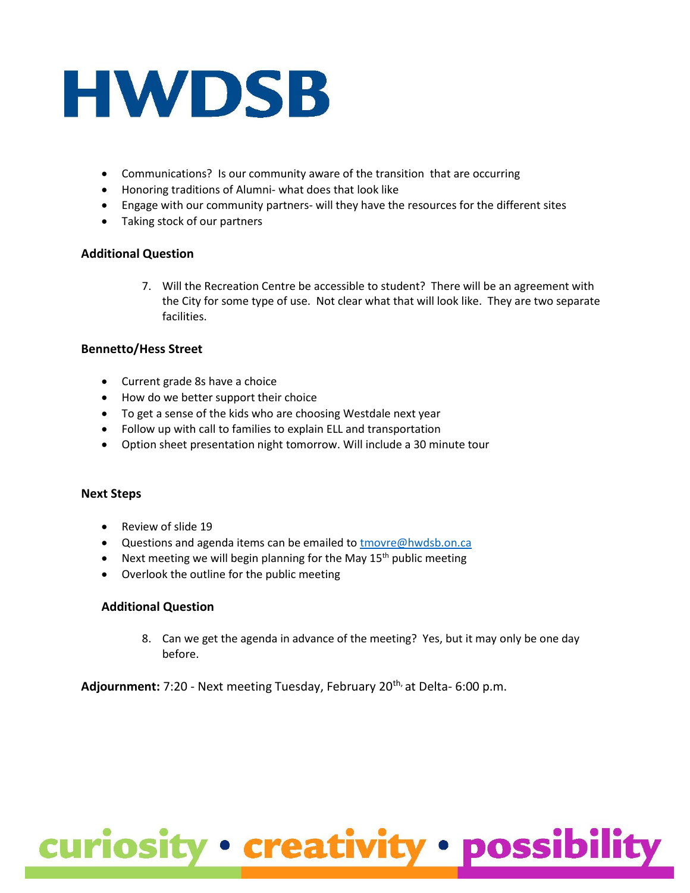- Communications? Is our community aware of the transition that are occurring
- Honoring traditions of Alumni- what does that look like
- Engage with our community partners- will they have the resources for the different sites
- Taking stock of our partners

**Additional Question**

7. Will the Recreation Centre be accessible to student? There will be an agreement with the City for some type of use. Not clear what that will look like. They are two separate facilities.

**Bennetto/Hess Street**

- Current grade 8s have a choice
- How do we better support their choice
- To get a sense of the kids who are choosing Westdale next year
- Follow up with call to families to explain ELL and transportation
- Option sheet presentation night tomorrow. Will include a 30 minute tour

**Next Steps**

- Review of slide 19
- Questions and agenda items can be emailed to tmovre@hwdsb.on.ca
- Next meeting we will begin planning for the May 15th public meeting
- Overlook the outline for the public meeting

**Additional Question**

8. Can we get the agenda in advance of the meeting? Yes, but it may only be one day before.

**Adjournment:** 7:20 - Next meeting Tuesday, February 20th, at Delta- 6:00 p.m.